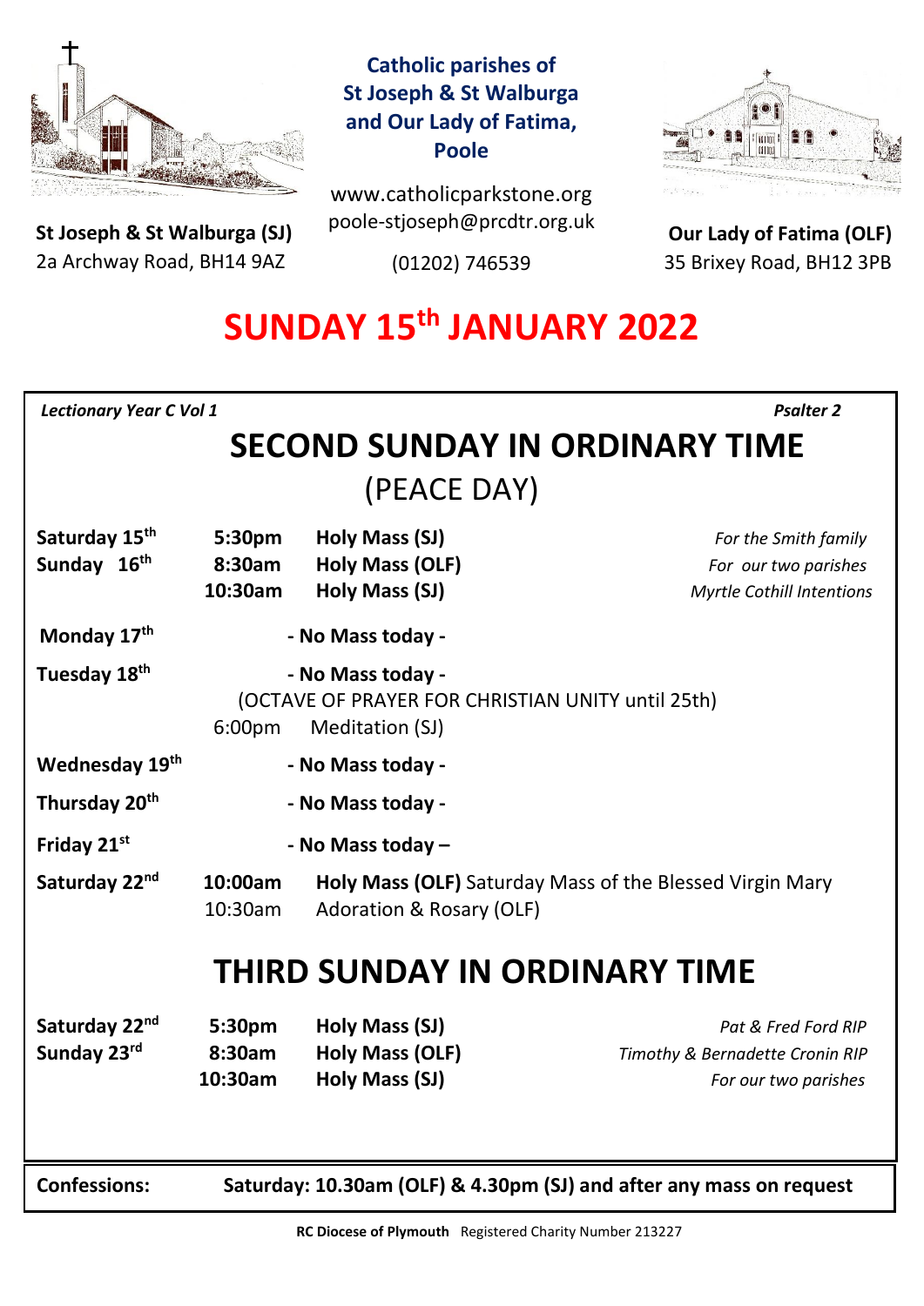**Catholic parishes of St Joseph & St Walburga and Our Lady of Fatima, Poole**

www.catholicparkstone.org
poole-stjoseph@prcdtr.org.uk
(01202) 746539

**St Joseph & St Walburga (SJ)**
2a Archway Road, BH14 9AZ

**Our Lady of Fatima (OLF)**
35 Brixey Road, BH12 3PB

# SUNDAY 15th JANUARY 2022

*Lectionary Year C Vol 1* — *Psalter 2*

## SECOND SUNDAY IN ORDINARY TIME

(PEACE DAY)

| | | | |
|---|---|---|---|
| **Saturday 15th** | **5:30pm** | **Holy Mass (SJ)** | *For the Smith family* |
| **Sunday 16th** | **8:30am** | **Holy Mass (OLF)** | *For our two parishes* |
| | **10:30am** | **Holy Mass (SJ)** | *Myrtle Cothill Intentions* |
| **Monday 17th** | | **- No Mass today -** | |
| **Tuesday 18th** | | **- No Mass today -** | |
| | | (OCTAVE OF PRAYER FOR CHRISTIAN UNITY until 25th) | |
| | 6:00pm | Meditation (SJ) | |
| **Wednesday 19th** | | **- No Mass today -** | |
| **Thursday 20th** | | **- No Mass today -** | |
| **Friday 21st** | | **- No Mass today –** | |
| **Saturday 22nd** | **10:00am** | **Holy Mass (OLF)** Saturday Mass of the Blessed Virgin Mary | |
| | 10:30am | Adoration & Rosary (OLF) | |

## THIRD SUNDAY IN ORDINARY TIME

| | | | |
|---|---|---|---|
| **Saturday 22nd** | **5:30pm** | **Holy Mass (SJ)** | *Pat & Fred Ford RIP* |
| **Sunday 23rd** | **8:30am** | **Holy Mass (OLF)** | *Timothy & Bernadette Cronin RIP* |
| | **10:30am** | **Holy Mass (SJ)** | *For our two parishes* |

**Confessions:** **Saturday: 10.30am (OLF) & 4.30pm (SJ) and after any mass on request**

**RC Diocese of Plymouth** Registered Charity Number 213227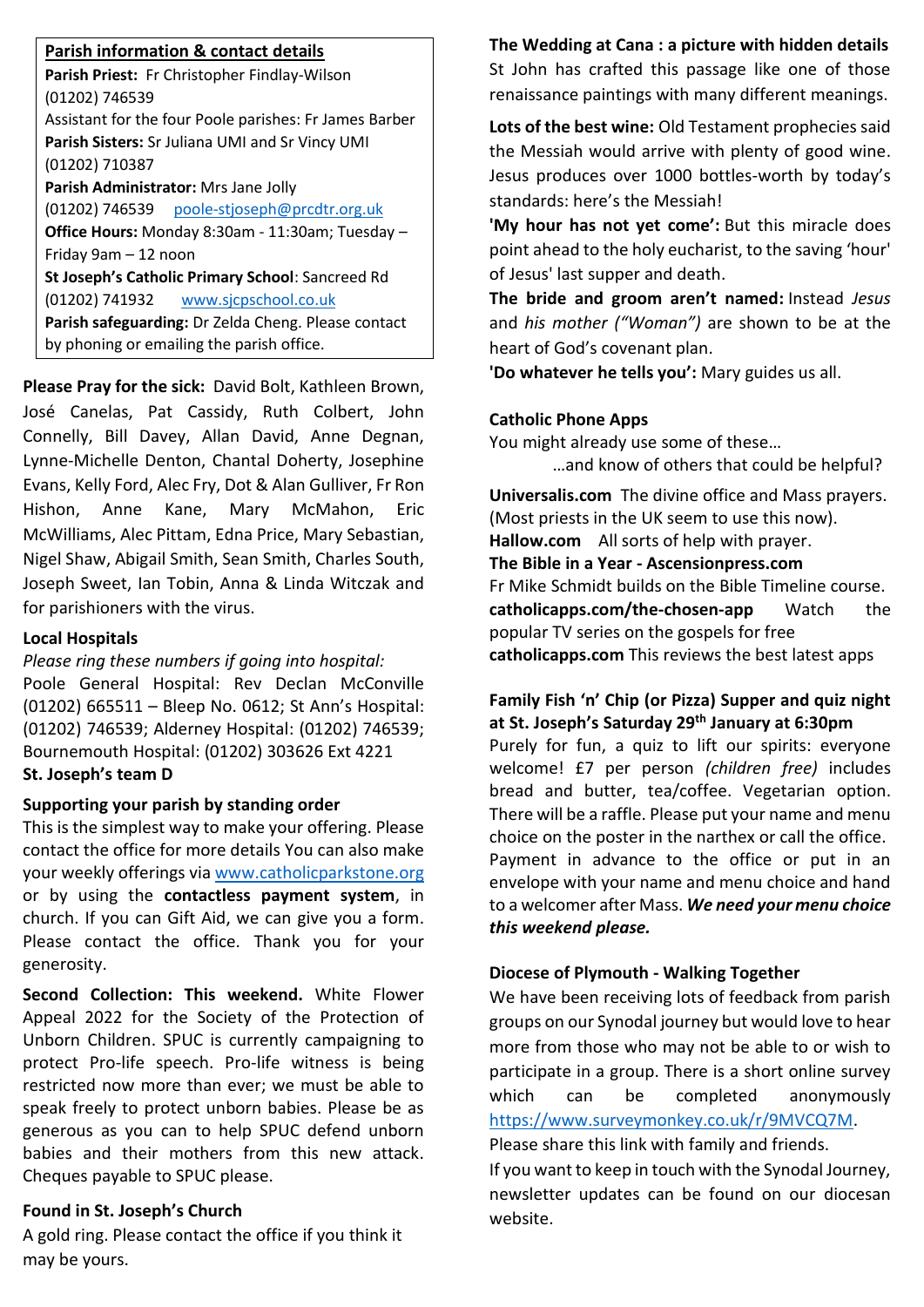**Parish information & contact details**

**Parish Priest:** Fr Christopher Findlay-Wilson (01202) 746539

Assistant for the four Poole parishes: Fr James Barber

**Parish Sisters:** Sr Juliana UMI and Sr Vincy UMI (01202) 710387

**Parish Administrator:** Mrs Jane Jolly (01202) 746539 poole-stjoseph@prcdtr.org.uk

**Office Hours:** Monday 8:30am - 11:30am; Tuesday – Friday 9am – 12 noon

**St Joseph's Catholic Primary School**: Sancreed Rd (01202) 741932 www.sjcpschool.co.uk

**Parish safeguarding:** Dr Zelda Cheng. Please contact by phoning or emailing the parish office.

**Please Pray for the sick:** David Bolt, Kathleen Brown, José Canelas, Pat Cassidy, Ruth Colbert, John Connelly, Bill Davey, Allan David, Anne Degnan, Lynne-Michelle Denton, Chantal Doherty, Josephine Evans, Kelly Ford, Alec Fry, Dot & Alan Gulliver, Fr Ron Hishon, Anne Kane, Mary McMahon, Eric McWilliams, Alec Pittam, Edna Price, Mary Sebastian, Nigel Shaw, Abigail Smith, Sean Smith, Charles South, Joseph Sweet, Ian Tobin, Anna & Linda Witczak and for parishioners with the virus.

**Local Hospitals**

*Please ring these numbers if going into hospital:*
Poole General Hospital: Rev Declan McConville (01202) 665511 – Bleep No. 0612; St Ann's Hospital: (01202) 746539; Alderney Hospital: (01202) 746539; Bournemouth Hospital: (01202) 303626 Ext 4221

**St. Joseph's team D**

**Supporting your parish by standing order**

This is the simplest way to make your offering. Please contact the office for more details You can also make your weekly offerings via www.catholicparkstone.org or by using the **contactless payment system**, in church. If you can Gift Aid, we can give you a form. Please contact the office. Thank you for your generosity.

**Second Collection: This weekend.** White Flower Appeal 2022 for the Society of the Protection of Unborn Children. SPUC is currently campaigning to protect Pro-life speech. Pro-life witness is being restricted now more than ever; we must be able to speak freely to protect unborn babies. Please be as generous as you can to help SPUC defend unborn babies and their mothers from this new attack. Cheques payable to SPUC please.

**Found in St. Joseph's Church**

A gold ring. Please contact the office if you think it may be yours.

**The Wedding at Cana : a picture with hidden details**

St John has crafted this passage like one of those renaissance paintings with many different meanings.

**Lots of the best wine:** Old Testament prophecies said the Messiah would arrive with plenty of good wine. Jesus produces over 1000 bottles-worth by today's standards: here's the Messiah!

**'My hour has not yet come':** But this miracle does point ahead to the holy eucharist, to the saving 'hour' of Jesus' last supper and death.

**The bride and groom aren't named:** Instead *Jesus* and *his mother ("Woman")* are shown to be at the heart of God's covenant plan.

**'Do whatever he tells you':** Mary guides us all.

**Catholic Phone Apps**

You might already use some of these…
…and know of others that could be helpful?

**Universalis.com** The divine office and Mass prayers. (Most priests in the UK seem to use this now).
**Hallow.com** All sorts of help with prayer.
**The Bible in a Year - Ascensionpress.com**
Fr Mike Schmidt builds on the Bible Timeline course.
**catholicapps.com/the-chosen-app** Watch the popular TV series on the gospels for free
**catholicapps.com** This reviews the best latest apps

**Family Fish 'n' Chip (or Pizza) Supper and quiz night at St. Joseph's Saturday 29th January at 6:30pm**

Purely for fun, a quiz to lift our spirits: everyone welcome! £7 per person *(children free)* includes bread and butter, tea/coffee. Vegetarian option. There will be a raffle. Please put your name and menu choice on the poster in the narthex or call the office. Payment in advance to the office or put in an envelope with your name and menu choice and hand to a welcomer after Mass. ***We need your menu choice this weekend please.***

**Diocese of Plymouth - Walking Together**

We have been receiving lots of feedback from parish groups on our Synodal journey but would love to hear more from those who may not be able to or wish to participate in a group. There is a short online survey which can be completed anonymously https://www.surveymonkey.co.uk/r/9MVCQ7M.
Please share this link with family and friends.
If you want to keep in touch with the Synodal Journey, newsletter updates can be found on our diocesan website.